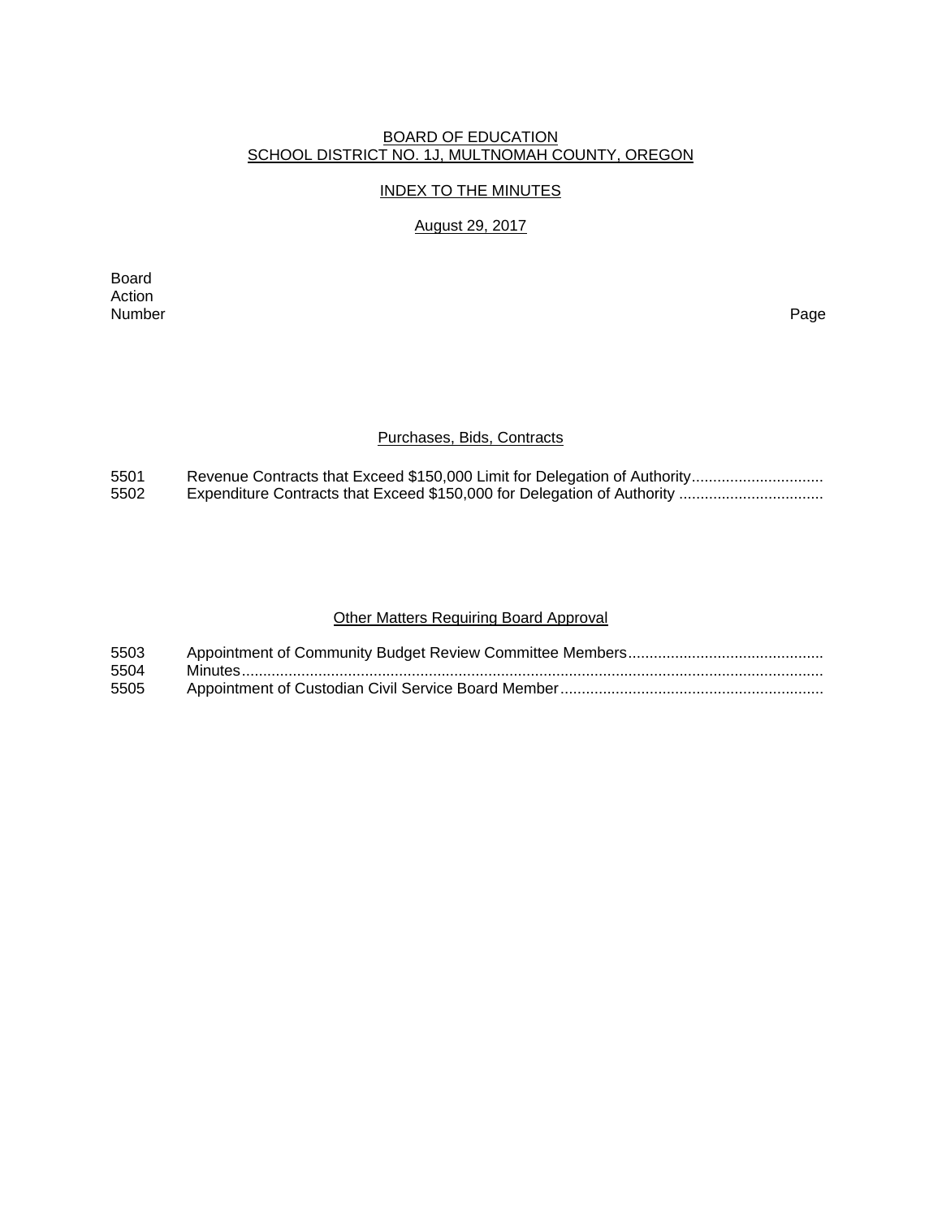# BOARD OF EDUCATION
## SCHOOL DISTRICT NO. 1J, MULTNOMAH COUNTY, OREGON

### INDEX TO THE MINUTES

### August 29, 2017

| Board Action Number | | Page |
|---|---|---|
| | **Purchases, Bids, Contracts** | |
| 5501 | Revenue Contracts that Exceed $150,000 Limit for Delegation of Authority | |
| 5502 | Expenditure Contracts that Exceed $150,000 for Delegation of Authority | |
| | **Other Matters Requiring Board Approval** | |
| 5503 | Appointment of Community Budget Review Committee Members | |
| 5504 | Minutes | |
| 5505 | Appointment of Custodian Civil Service Board Member | |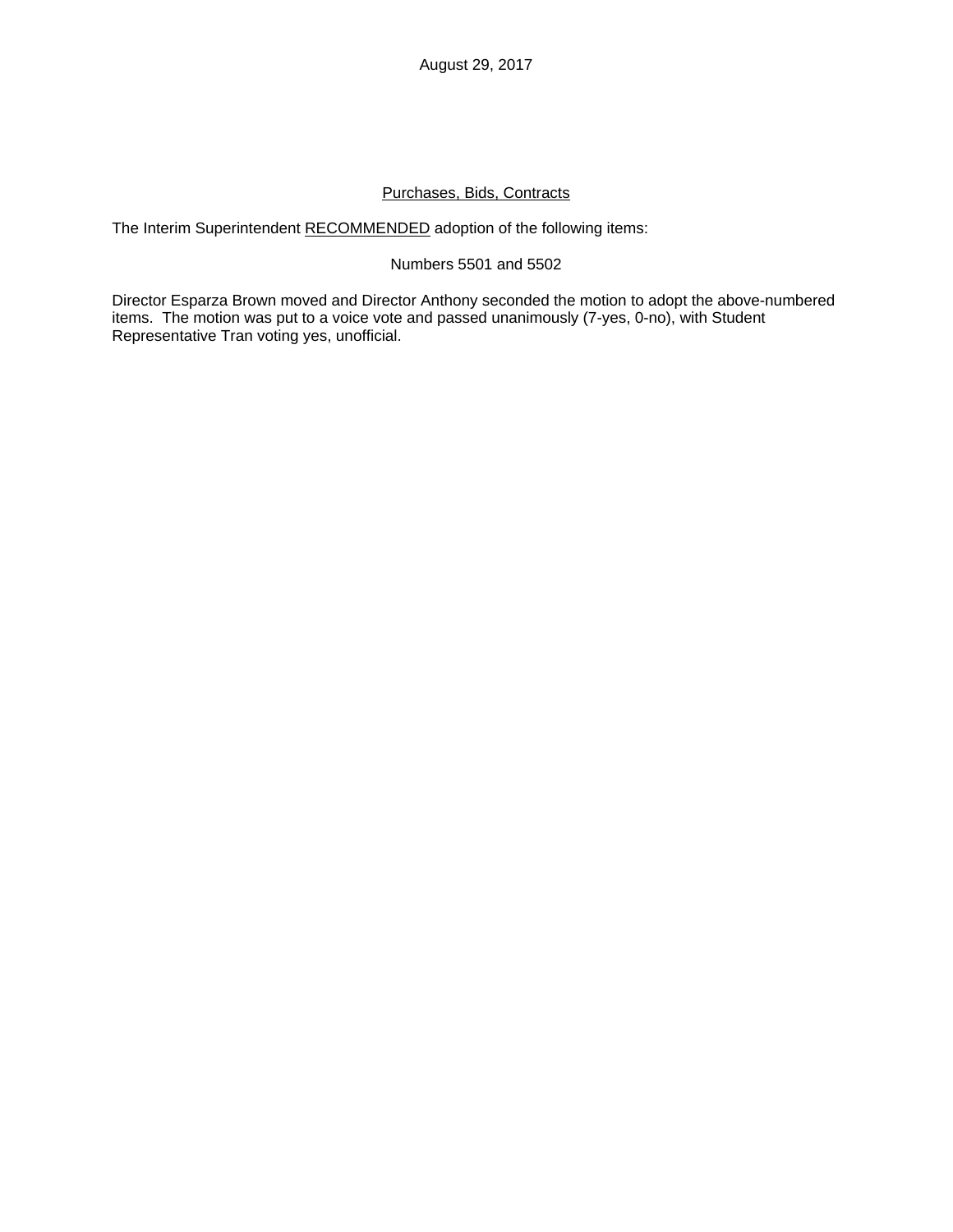August 29, 2017

## Purchases, Bids, Contracts

The Interim Superintendent RECOMMENDED adoption of the following items:

Numbers 5501 and 5502

Director Esparza Brown moved and Director Anthony seconded the motion to adopt the above-numbered items. The motion was put to a voice vote and passed unanimously (7-yes, 0-no), with Student Representative Tran voting yes, unofficial.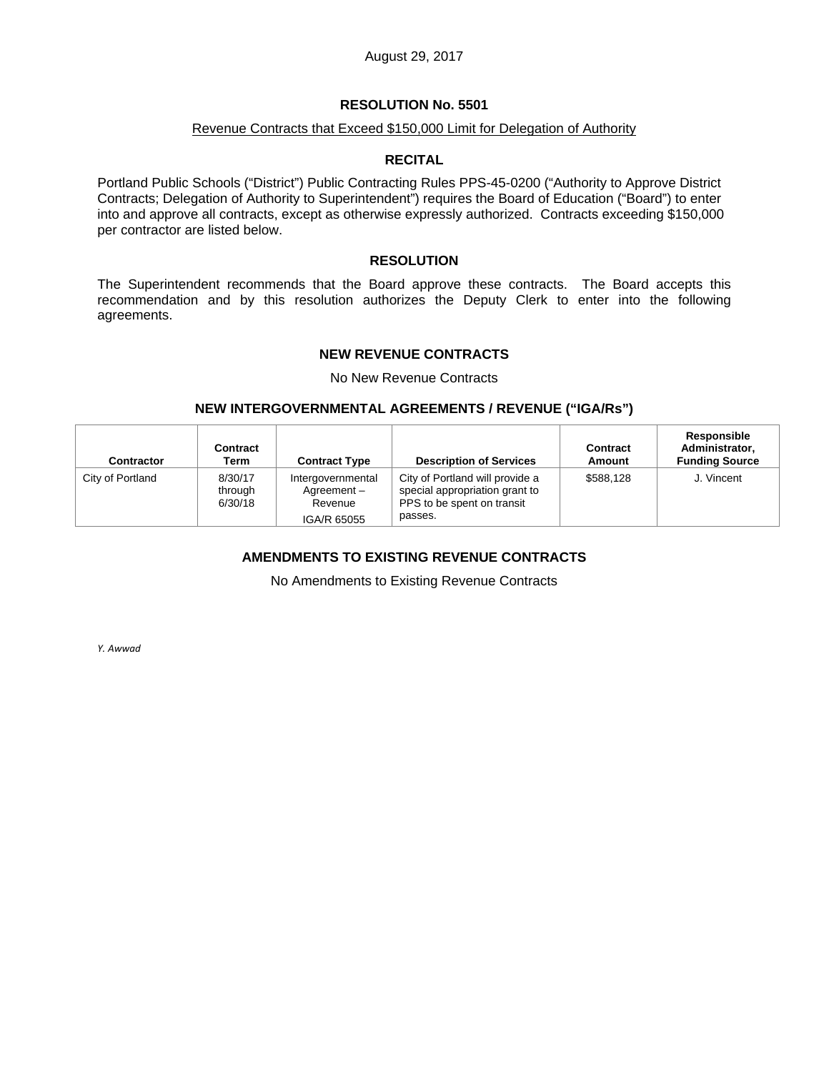August 29, 2017

## RESOLUTION No. 5501

Revenue Contracts that Exceed $150,000 Limit for Delegation of Authority

### RECITAL

Portland Public Schools ("District") Public Contracting Rules PPS-45-0200 ("Authority to Approve District Contracts; Delegation of Authority to Superintendent") requires the Board of Education ("Board") to enter into and approve all contracts, except as otherwise expressly authorized. Contracts exceeding $150,000 per contractor are listed below.

### RESOLUTION

The Superintendent recommends that the Board approve these contracts. The Board accepts this recommendation and by this resolution authorizes the Deputy Clerk to enter into the following agreements.

### NEW REVENUE CONTRACTS

No New Revenue Contracts

### NEW INTERGOVERNMENTAL AGREEMENTS / REVENUE ("IGA/Rs")

| Contractor | Contract Term | Contract Type | Description of Services | Contract Amount | Responsible Administrator, Funding Source |
|---|---|---|---|---|---|
| City of Portland | 8/30/17 through 6/30/18 | Intergovernmental Agreement – Revenue IGA/R 65055 | City of Portland will provide a special appropriation grant to PPS to be spent on transit passes. | $588,128 | J. Vincent |

### AMENDMENTS TO EXISTING REVENUE CONTRACTS

No Amendments to Existing Revenue Contracts

*Y. Awwad*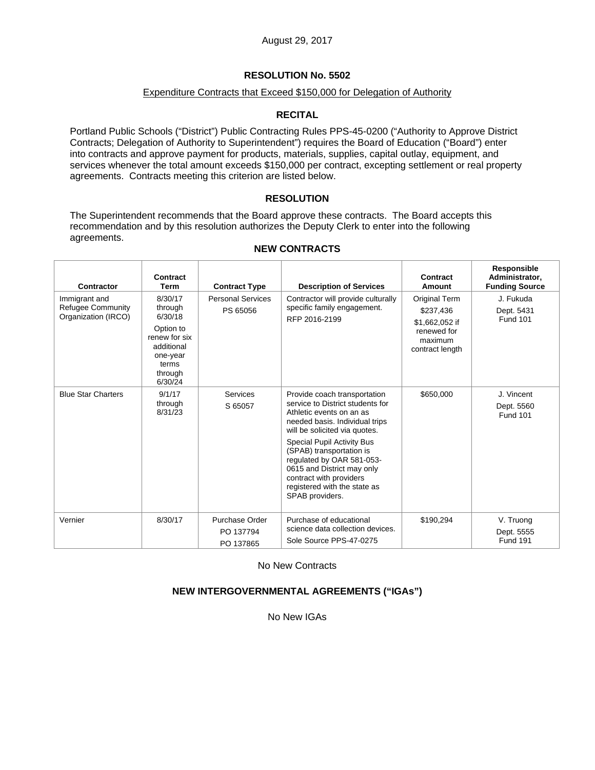August 29, 2017

## RESOLUTION No. 5502

Expenditure Contracts that Exceed $150,000 for Delegation of Authority

### RECITAL

Portland Public Schools ("District") Public Contracting Rules PPS-45-0200 ("Authority to Approve District Contracts; Delegation of Authority to Superintendent") requires the Board of Education ("Board") enter into contracts and approve payment for products, materials, supplies, capital outlay, equipment, and services whenever the total amount exceeds $150,000 per contract, excepting settlement or real property agreements. Contracts meeting this criterion are listed below.

### RESOLUTION

The Superintendent recommends that the Board approve these contracts. The Board accepts this recommendation and by this resolution authorizes the Deputy Clerk to enter into the following agreements.

### NEW CONTRACTS

| Contractor | Contract Term | Contract Type | Description of Services | Contract Amount | Responsible Administrator, Funding Source |
|---|---|---|---|---|---|
| Immigrant and Refugee Community Organization (IRCO) | 8/30/17 through 6/30/18<br>Option to renew for six additional one-year terms through 6/30/24 | Personal Services<br>PS 65056 | Contractor will provide culturally specific family engagement.<br>RFP 2016-2199 | Original Term<br>$237,436<br>$1,662,052 if renewed for maximum contract length | J. Fukuda<br>Dept. 5431<br>Fund 101 |
| Blue Star Charters | 9/1/17 through 8/31/23 | Services<br>S 65057 | Provide coach transportation service to District students for Athletic events on an as needed basis. Individual trips will be solicited via quotes.<br>Special Pupil Activity Bus (SPAB) transportation is regulated by OAR 581-053-0615 and District may only contract with providers registered with the state as SPAB providers. | $650,000 | J. Vincent<br>Dept. 5560<br>Fund 101 |
| Vernier | 8/30/17 | Purchase Order<br>PO 137794<br>PO 137865 | Purchase of educational science data collection devices.<br>Sole Source PPS-47-0275 | $190,294 | V. Truong<br>Dept. 5555<br>Fund 191 |

No New Contracts

### NEW INTERGOVERNMENTAL AGREEMENTS ("IGAs")

No New IGAs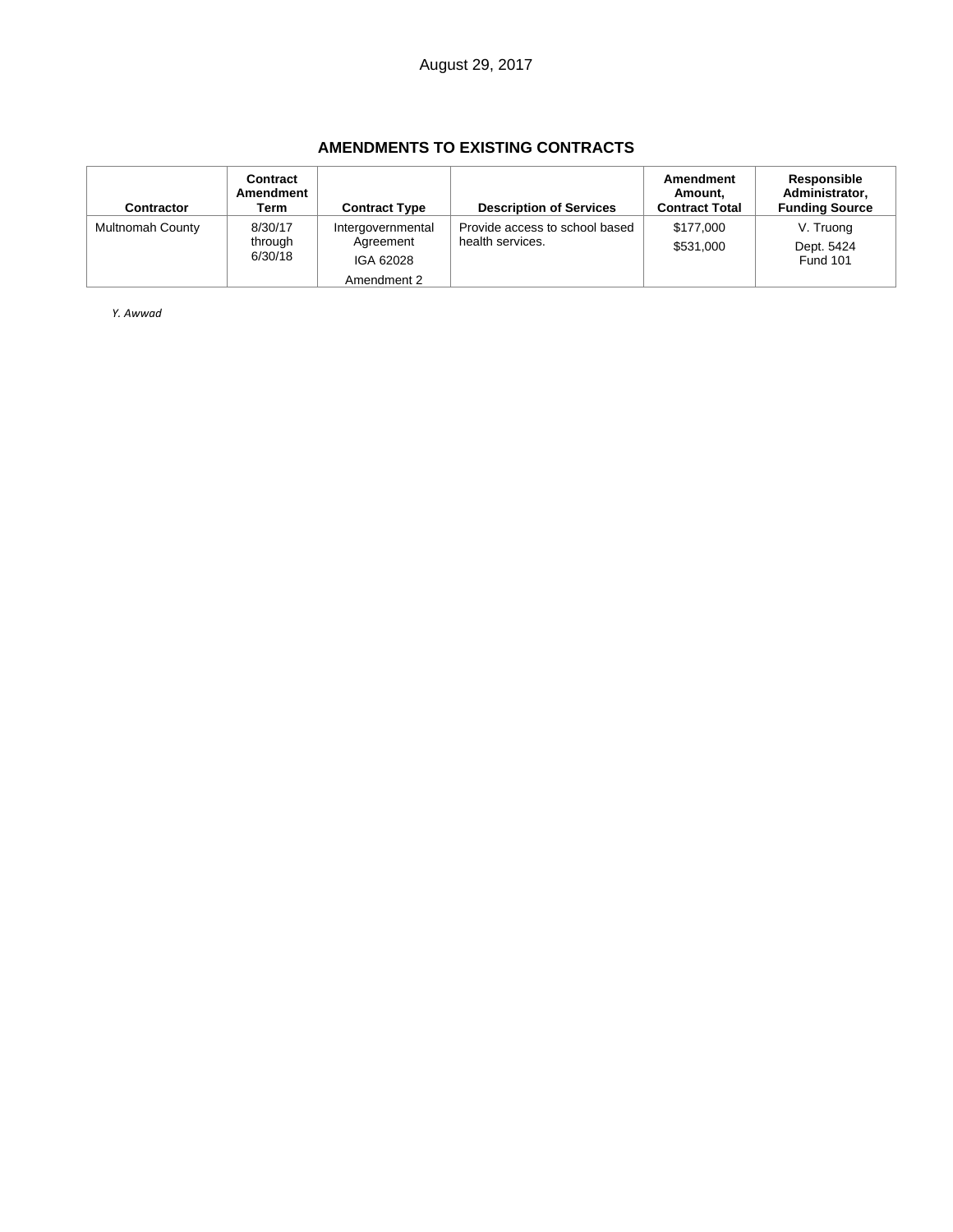August 29, 2017

## AMENDMENTS TO EXISTING CONTRACTS

| Contractor | Contract Amendment Term | Contract Type | Description of Services | Amendment Amount, Contract Total | Responsible Administrator, Funding Source |
|---|---|---|---|---|---|
| Multnomah County | 8/30/17 through 6/30/18 | Intergovernmental Agreement<br>IGA 62028<br>Amendment 2 | Provide access to school based health services. | $177,000<br>$531,000 | V. Truong<br>Dept. 5424<br>Fund 101 |

*Y. Awwad*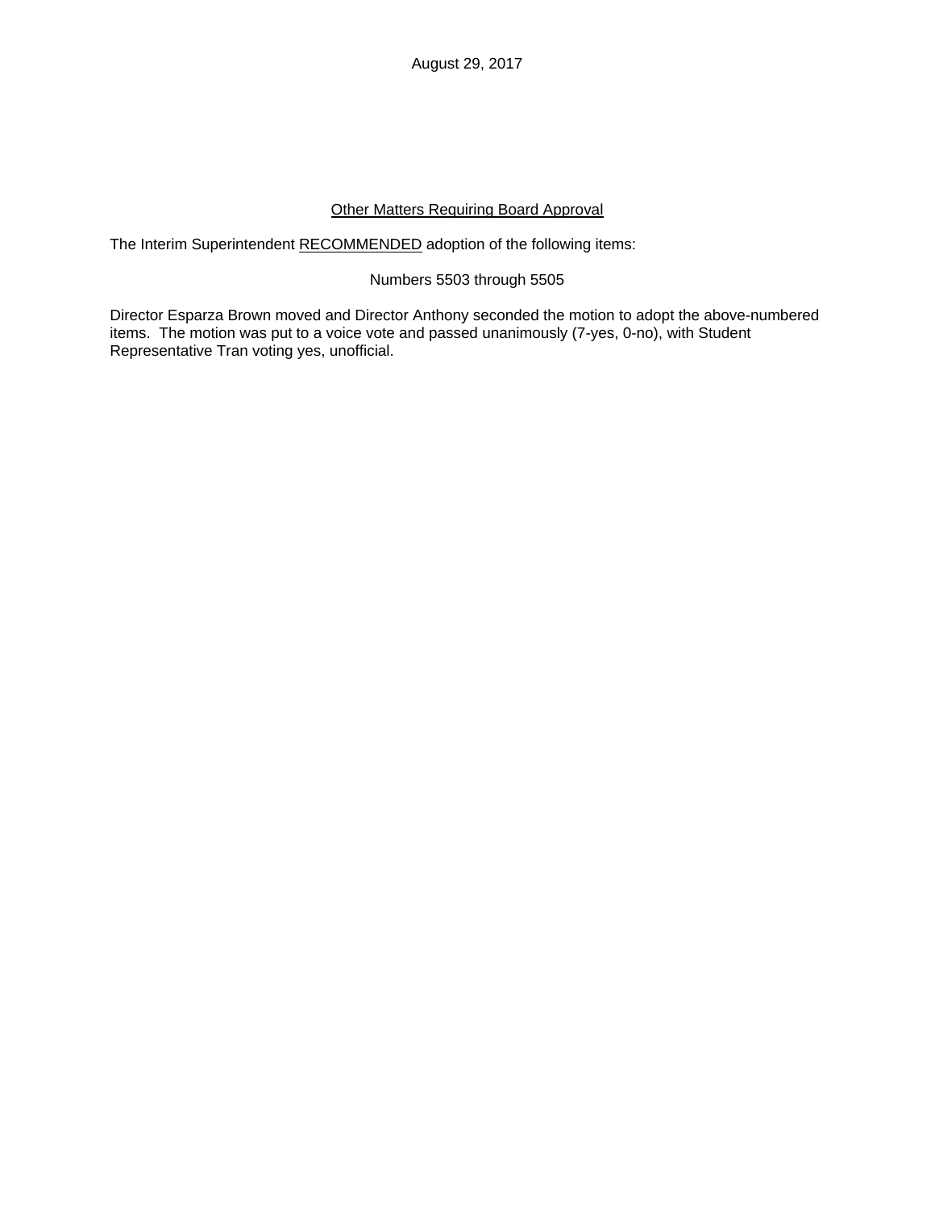August 29, 2017

## <u>Other Matters Requiring Board Approval</u>

The Interim Superintendent <u>RECOMMENDED</u> adoption of the following items:

Numbers 5503 through 5505

Director Esparza Brown moved and Director Anthony seconded the motion to adopt the above-numbered items. The motion was put to a voice vote and passed unanimously (7-yes, 0-no), with Student Representative Tran voting yes, unofficial.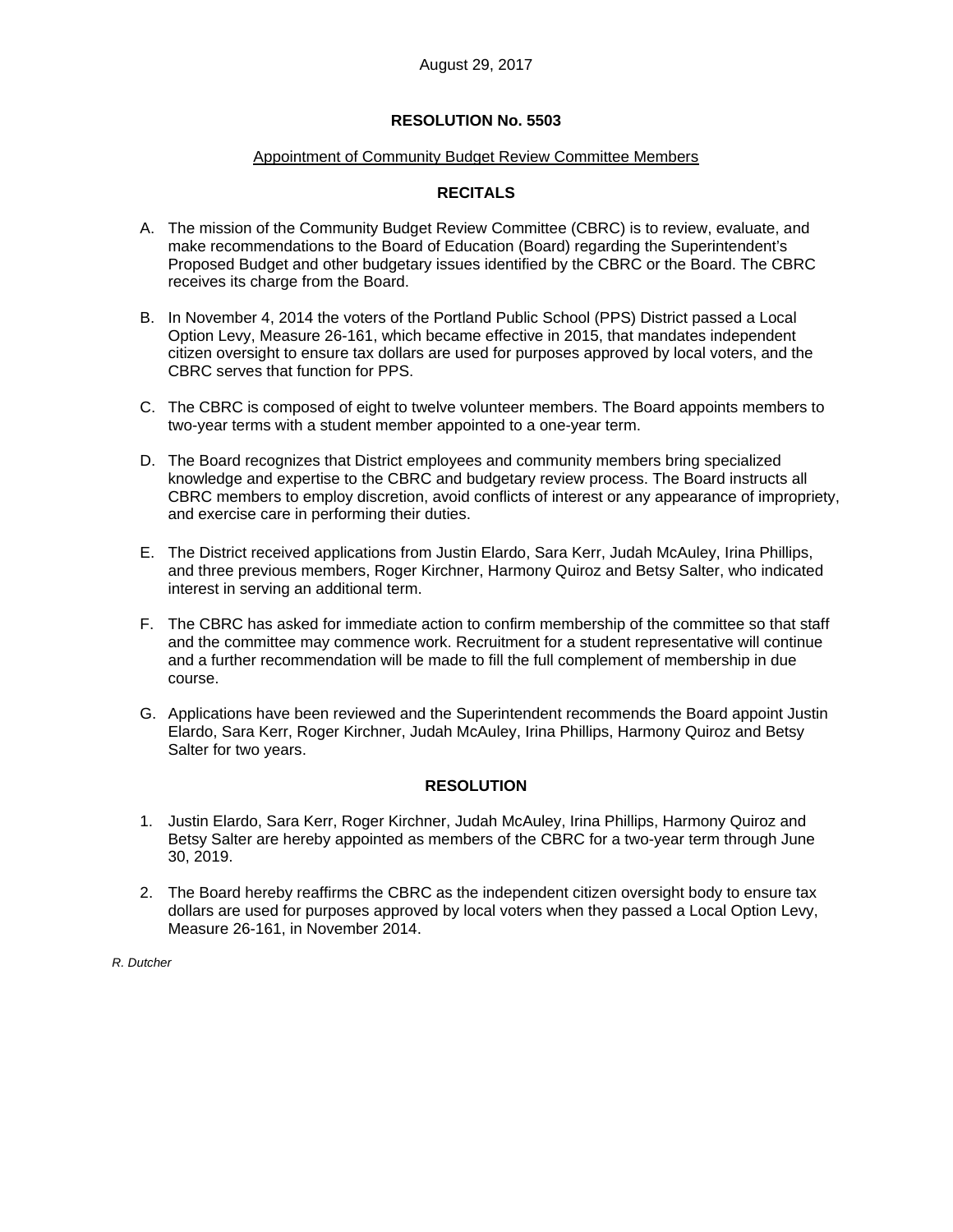August 29, 2017

# RESOLUTION No. 5503

## Appointment of Community Budget Review Committee Members

### RECITALS

A. The mission of the Community Budget Review Committee (CBRC) is to review, evaluate, and make recommendations to the Board of Education (Board) regarding the Superintendent's Proposed Budget and other budgetary issues identified by the CBRC or the Board. The CBRC receives its charge from the Board.

B. In November 4, 2014 the voters of the Portland Public School (PPS) District passed a Local Option Levy, Measure 26-161, which became effective in 2015, that mandates independent citizen oversight to ensure tax dollars are used for purposes approved by local voters, and the CBRC serves that function for PPS.

C. The CBRC is composed of eight to twelve volunteer members. The Board appoints members to two-year terms with a student member appointed to a one-year term.

D. The Board recognizes that District employees and community members bring specialized knowledge and expertise to the CBRC and budgetary review process. The Board instructs all CBRC members to employ discretion, avoid conflicts of interest or any appearance of impropriety, and exercise care in performing their duties.

E. The District received applications from Justin Elardo, Sara Kerr, Judah McAuley, Irina Phillips, and three previous members, Roger Kirchner, Harmony Quiroz and Betsy Salter, who indicated interest in serving an additional term.

F. The CBRC has asked for immediate action to confirm membership of the committee so that staff and the committee may commence work. Recruitment for a student representative will continue and a further recommendation will be made to fill the full complement of membership in due course.

G. Applications have been reviewed and the Superintendent recommends the Board appoint Justin Elardo, Sara Kerr, Roger Kirchner, Judah McAuley, Irina Phillips, Harmony Quiroz and Betsy Salter for two years.

### RESOLUTION

1. Justin Elardo, Sara Kerr, Roger Kirchner, Judah McAuley, Irina Phillips, Harmony Quiroz and Betsy Salter are hereby appointed as members of the CBRC for a two-year term through June 30, 2019.

2. The Board hereby reaffirms the CBRC as the independent citizen oversight body to ensure tax dollars are used for purposes approved by local voters when they passed a Local Option Levy, Measure 26-161, in November 2014.

*R. Dutcher*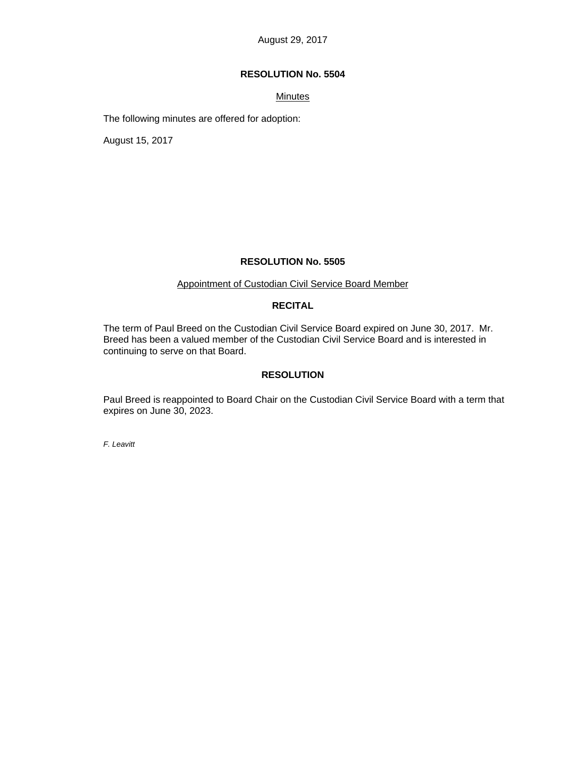August 29, 2017

**RESOLUTION No. 5504**

Minutes

The following minutes are offered for adoption:

August 15, 2017

**RESOLUTION No. 5505**

Appointment of Custodian Civil Service Board Member

**RECITAL**

The term of Paul Breed on the Custodian Civil Service Board expired on June 30, 2017. Mr. Breed has been a valued member of the Custodian Civil Service Board and is interested in continuing to serve on that Board.

**RESOLUTION**

Paul Breed is reappointed to Board Chair on the Custodian Civil Service Board with a term that expires on June 30, 2023.

*F. Leavitt*